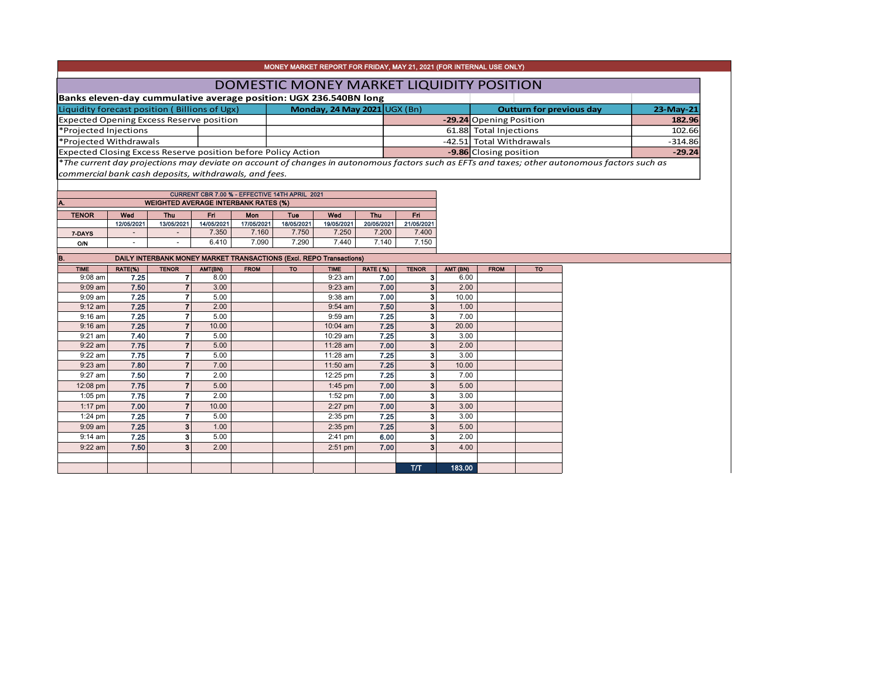MONEY MARKET REPORT FOR FRIDAY, MAY 21, 2021 (FOR INTERNAL USE ONLY)

# DOMESTIC MONEY MARKET LIQUIDITY POSITION

**Banks eleven-day cummulative average position: UGX 236.540BN long**

| Liquidity forecast position ( Billions of Ugx) | Monday, 24 May 2021 UGX (Bn) | Outturn for previous day | 23-May-21 |
|---|---|---|---|
| Expected Opening Excess Reserve position | -29.24 | Opening Position | 182.96 |
| *Projected Injections | 61.88 | Total Injections | 102.66 |
| *Projected Withdrawals | -42.51 | Total Withdrawals | -314.86 |
| Expected Closing Excess Reserve position before Policy Action | -9.86 | Closing position | -29.24 |

*The current day projections may deviate on account of changes in autonomous factors such as EFTs and taxes; other autonomous factors such as commercial bank cash deposits, withdrawals, and fees.*

CURRENT CBR 7.00 % - EFFECTIVE 14TH APRIL 2021

**A. WEIGHTED AVERAGE INTERBANK RATES (%)**

| TENOR | Wed 12/05/2021 | Thu 13/05/2021 | Fri 14/05/2021 | Mon 17/05/2021 | Tue 18/05/2021 | Wed 19/05/2021 | Thu 20/05/2021 | Fri 21/05/2021 |
|---|---|---|---|---|---|---|---|---|
| 7-DAYS | - | - | 7.350 | 7.160 | 7.750 | 7.250 | 7.200 | 7.400 |
| O/N | - | - | 6.410 | 7.090 | 7.290 | 7.440 | 7.140 | 7.150 |

**B. DAILY INTERBANK MONEY MARKET TRANSACTIONS (Excl. REPO Transactions)**

| TIME | RATE(%) | TENOR | AMT(BN) | FROM | TO | TIME | RATE ( %) | TENOR | AMT (BN) | FROM | TO |
|---|---|---|---|---|---|---|---|---|---|---|---|
| 9:08 am | 7.25 | 7 | 8.00 | | | 9:23 am | 7.00 | 3 | 6.00 | | |
| 9:09 am | 7.50 | 7 | 3.00 | | | 9:23 am | 7.00 | 3 | 2.00 | | |
| 9:09 am | 7.25 | 7 | 5.00 | | | 9:38 am | 7.00 | 3 | 10.00 | | |
| 9:12 am | 7.25 | 7 | 2.00 | | | 9:54 am | 7.50 | 3 | 1.00 | | |
| 9:16 am | 7.25 | 7 | 5.00 | | | 9:59 am | 7.25 | 3 | 7.00 | | |
| 9:16 am | 7.25 | 7 | 10.00 | | | 10:04 am | 7.25 | 3 | 20.00 | | |
| 9:21 am | 7.40 | 7 | 5.00 | | | 10:29 am | 7.25 | 3 | 3.00 | | |
| 9:22 am | 7.75 | 7 | 5.00 | | | 11:28 am | 7.00 | 3 | 2.00 | | |
| 9:22 am | 7.75 | 7 | 5.00 | | | 11:28 am | 7.25 | 3 | 3.00 | | |
| 9:23 am | 7.80 | 7 | 7.00 | | | 11:50 am | 7.25 | 3 | 10.00 | | |
| 9:27 am | 7.50 | 7 | 2.00 | | | 12:25 pm | 7.25 | 3 | 7.00 | | |
| 12:08 pm | 7.75 | 7 | 5.00 | | | 1:45 pm | 7.00 | 3 | 5.00 | | |
| 1:05 pm | 7.75 | 7 | 2.00 | | | 1:52 pm | 7.00 | 3 | 3.00 | | |
| 1:17 pm | 7.00 | 7 | 10.00 | | | 2:27 pm | 7.00 | 3 | 3.00 | | |
| 1:24 pm | 7.25 | 7 | 5.00 | | | 2:35 pm | 7.25 | 3 | 3.00 | | |
| 9:09 am | 7.25 | 3 | 1.00 | | | 2:35 pm | 7.25 | 3 | 5.00 | | |
| 9:14 am | 7.25 | 3 | 5.00 | | | 2:41 pm | 6.00 | 3 | 2.00 | | |
| 9:22 am | 7.50 | 3 | 2.00 | | | 2:51 pm | 7.00 | 3 | 4.00 | | |
| | | | | | | | | T/T | 183.00 | | |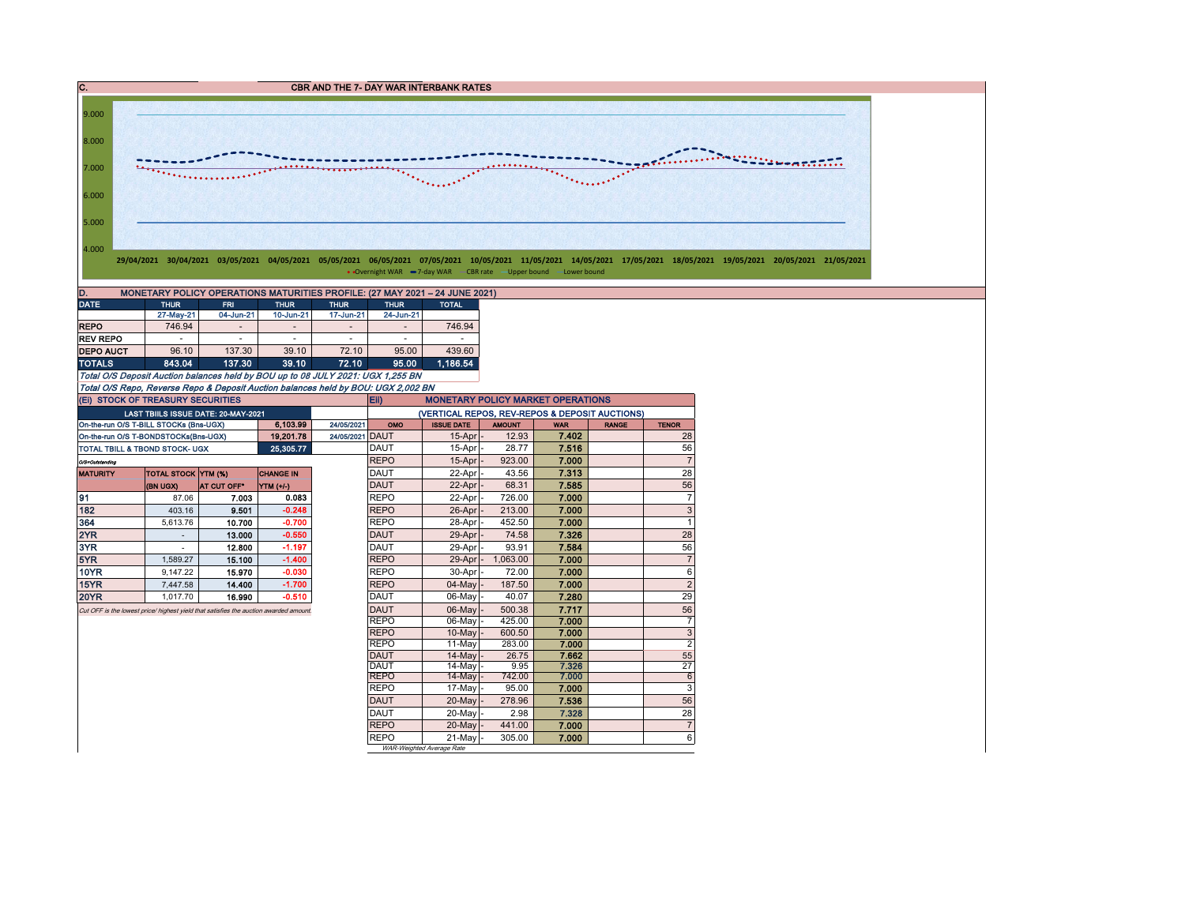## C. CBR AND THE 7- DAY WAR INTERBANK RATES

9.000
8.000
7.000
6.000
5.000
4.000

29/04/2021 30/04/2021 03/05/2021 04/05/2021 05/05/2021 06/05/2021 07/05/2021 10/05/2021 11/05/2021 14/05/2021 17/05/2021 18/05/2021 19/05/2021 20/05/2021 21/05/2021

Overnight WAR — 7-day WAR — CBR rate — Upper bound — Lower bound

## D. MONETARY POLICY OPERATIONS MATURITIES PROFILE: (27 MAY 2021 – 24 JUNE 2021)

| DATE | THUR | FRI | THUR | THUR | THUR | TOTAL |
|---|---|---|---|---|---|---|
| | 27-May-21 | 04-Jun-21 | 10-Jun-21 | 17-Jun-21 | 24-Jun-21 | |
| REPO | 746.94 | - | - | - | - | 746.94 |
| REV REPO | - | - | - | - | - | - |
| DEPO AUCT | 96.10 | 137.30 | 39.10 | 72.10 | 95.00 | 439.60 |
| TOTALS | 843.04 | 137.30 | 39.10 | 72.10 | 95.00 | 1,186.54 |

*Total O/S Deposit Auction balances held by BOU up to 08 JULY 2021: UGX 1,255 BN*

*Total O/S Repo, Reverse Repo & Deposit Auction balances held by BOU: UGX 2,002 BN*

## (Ei) STOCK OF TREASURY SECURITIES

| LAST TBIILS ISSUE DATE: 20-MAY-2021 | | |
|---|---|---|
| On-the-run O/S T-BILL STOCKs (Bns-UGX) | 6,103.99 | 24/05/2021 |
| On-the-run O/S T-BONDSTOCKs(Bns-UGX) | 19,201.78 | 24/05/2021 |
| TOTAL TBILL & TBOND STOCK- UGX | 25,305.77 | |

*O/S=Outstanding*

| MATURITY | TOTAL STOCK (BN UGX) | YTM (%) AT CUT OFF* | CHANGE IN YTM (+/-) |
|---|---|---|---|
| 91 | 87.06 | 7.003 | 0.083 |
| 182 | 403.16 | 9.501 | -0.248 |
| 364 | 5,613.76 | 10.700 | -0.700 |
| 2YR | - | 13.000 | -0.550 |
| 3YR | - | 12.800 | -1.197 |
| 5YR | 1,589.27 | 15.100 | -1.400 |
| 10YR | 9,147.22 | 15.970 | -0.030 |
| 15YR | 7,447.58 | 14.400 | -1.700 |
| 20YR | 1,017.70 | 16.990 | -0.510 |

*Cut OFF is the lowest price/ highest yield that satisfies the auction awarded amount.*

## Eii) MONETARY POLICY MARKET OPERATIONS

(VERTICAL REPOS, REV-REPOS & DEPOSIT AUCTIONS)

| OMO | ISSUE DATE | AMOUNT | WAR | RANGE | TENOR |
|---|---|---|---|---|---|
| DAUT | 15-Apr | 12.93 | 7.402 | | 28 |
| DAUT | 15-Apr | 28.77 | 7.516 | | 56 |
| REPO | 15-Apr | 923.00 | 7.000 | | 7 |
| DAUT | 22-Apr | 43.56 | 7.313 | | 28 |
| DAUT | 22-Apr | 68.31 | 7.585 | | 56 |
| REPO | 22-Apr | 726.00 | 7.000 | | 7 |
| REPO | 26-Apr | 213.00 | 7.000 | | 3 |
| REPO | 28-Apr | 452.50 | 7.000 | | 1 |
| DAUT | 29-Apr | 74.58 | 7.326 | | 28 |
| DAUT | 29-Apr | 93.91 | 7.584 | | 56 |
| REPO | 29-Apr | 1,063.00 | 7.000 | | 7 |
| REPO | 30-Apr | 72.00 | 7.000 | | 6 |
| REPO | 04-May | 187.50 | 7.000 | | 2 |
| DAUT | 06-May | 40.07 | 7.280 | | 29 |
| DAUT | 06-May | 500.38 | 7.717 | | 56 |
| REPO | 06-May | 425.00 | 7.000 | | 7 |
| REPO | 10-May | 600.50 | 7.000 | | 3 |
| REPO | 11-May | 283.00 | 7.000 | | 2 |
| DAUT | 14-May | 26.75 | 7.662 | | 55 |
| DAUT | 14-May | 9.95 | 7.326 | | 27 |
| REPO | 14-May | 742.00 | 7.000 | | 6 |
| REPO | 17-May | 95.00 | 7.000 | | 3 |
| DAUT | 20-May | 278.96 | 7.536 | | 56 |
| DAUT | 20-May | 2.98 | 7.328 | | 28 |
| REPO | 20-May | 441.00 | 7.000 | | 7 |
| REPO | 21-May | 305.00 | 7.000 | | 6 |

*WAR-Weighted Average Rate*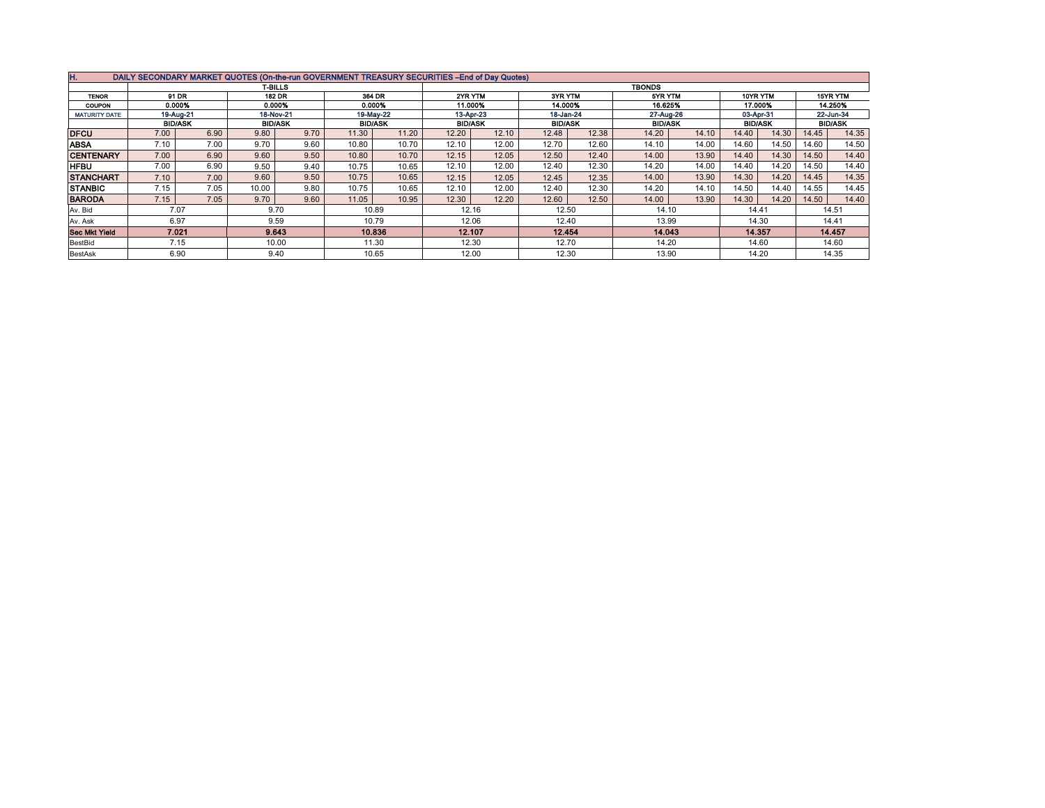| H. DAILY SECONDARY MARKET QUOTES (On-the-run GOVERNMENT TREASURY SECURITIES –End of Day Quotes) | | | | | | | | | | | | | | | | |
|---|---|---|---|---|---|---|---|---|---|---|---|---|---|---|---|---|
| | T-BILLS | | | | | | TBONDS | | | | | | | | | |
| TENOR | 91 DR | | 182 DR | | 364 DR | | 2YR YTM | | 3YR YTM | | 5YR YTM | | 10YR YTM | | 15YR YTM | |
| COUPON | 0.000% | | 0.000% | | 0.000% | | 11.000% | | 14.000% | | 16.625% | | 17.000% | | 14.250% | |
| MATURITY DATE | 19-Aug-21 | | 18-Nov-21 | | 19-May-22 | | 13-Apr-23 | | 18-Jan-24 | | 27-Aug-26 | | 03-Apr-31 | | 22-Jun-34 | |
| | BID/ASK | | BID/ASK | | BID/ASK | | BID/ASK | | BID/ASK | | BID/ASK | | BID/ASK | | BID/ASK | |
| **DFCU** | 7.00 | 6.90 | 9.80 | 9.70 | 11.30 | 11.20 | 12.20 | 12.10 | 12.48 | 12.38 | 14.20 | 14.10 | 14.40 | 14.30 | 14.45 | 14.35 |
| **ABSA** | 7.10 | 7.00 | 9.70 | 9.60 | 10.80 | 10.70 | 12.10 | 12.00 | 12.70 | 12.60 | 14.10 | 14.00 | 14.60 | 14.50 | 14.60 | 14.50 |
| **CENTENARY** | 7.00 | 6.90 | 9.60 | 9.50 | 10.80 | 10.70 | 12.15 | 12.05 | 12.50 | 12.40 | 14.00 | 13.90 | 14.40 | 14.30 | 14.50 | 14.40 |
| **HFBU** | 7.00 | 6.90 | 9.50 | 9.40 | 10.75 | 10.65 | 12.10 | 12.00 | 12.40 | 12.30 | 14.20 | 14.00 | 14.40 | 14.20 | 14.50 | 14.40 |
| **STANCHART** | 7.10 | 7.00 | 9.60 | 9.50 | 10.75 | 10.65 | 12.15 | 12.05 | 12.45 | 12.35 | 14.00 | 13.90 | 14.30 | 14.20 | 14.45 | 14.35 |
| **STANBIC** | 7.15 | 7.05 | 10.00 | 9.80 | 10.75 | 10.65 | 12.10 | 12.00 | 12.40 | 12.30 | 14.20 | 14.10 | 14.50 | 14.40 | 14.55 | 14.45 |
| **BARODA** | 7.15 | 7.05 | 9.70 | 9.60 | 11.05 | 10.95 | 12.30 | 12.20 | 12.60 | 12.50 | 14.00 | 13.90 | 14.30 | 14.20 | 14.50 | 14.40 |
| Av. Bid | 7.07 | | 9.70 | | 10.89 | | 12.16 | | 12.50 | | 14.10 | | 14.41 | | 14.51 | |
| Av. Ask | 6.97 | | 9.59 | | 10.79 | | 12.06 | | 12.40 | | 13.99 | | 14.30 | | 14.41 | |
| **Sec Mkt Yield** | **7.021** | | **9.643** | | **10.836** | | **12.107** | | **12.454** | | **14.043** | | **14.357** | | **14.457** | |
| BestBid | 7.15 | | 10.00 | | 11.30 | | 12.30 | | 12.70 | | 14.20 | | 14.60 | | 14.60 | |
| BestAsk | 6.90 | | 9.40 | | 10.65 | | 12.00 | | 12.30 | | 13.90 | | 14.20 | | 14.35 | |